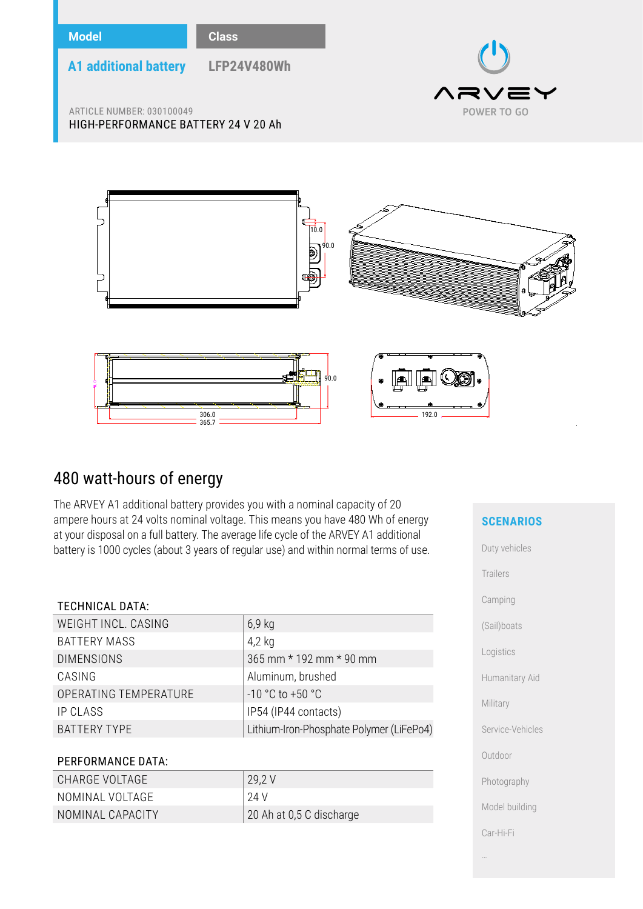| Model | Class |
|---|---|
| A1 additional battery | LFP24V480Wh |

ARVEY
POWER TO GO

ARTICLE NUMBER: 030100049

HIGH-PERFORMANCE BATTERY 24 V 20 Ah

# 480 watt-hours of energy

The ARVEY A1 additional battery provides you with a nominal capacity of 20 ampere hours at 24 volts nominal voltage. This means you have 480 Wh of energy at your disposal on a full battery. The average life cycle of the ARVEY A1 additional battery is 1000 cycles (about 3 years of regular use) and within normal terms of use.

TECHNICAL DATA:

| | |
|---|---|
| WEIGHT INCL. CASING | 6,9 kg |
| BATTERY MASS | 4,2 kg |
| DIMENSIONS | 365 mm * 192 mm * 90 mm |
| CASING | Aluminum, brushed |
| OPERATING TEMPERATURE | -10 °C to +50 °C |
| IP CLASS | IP54 (IP44 contacts) |
| BATTERY TYPE | Lithium-Iron-Phosphate Polymer (LiFePo4) |

PERFORMANCE DATA:

| | |
|---|---|
| CHARGE VOLTAGE | 29,2 V |
| NOMINAL VOLTAGE | 24 V |
| NOMINAL CAPACITY | 20 Ah at 0,5 C discharge |

## SCENARIOS

- Duty vehicles
- Trailers
- Camping
- (Sail)boats
- Logistics
- Humanitary Aid
- Military
- Service-Vehicles
- Outdoor
- Photography
- Model building
- Car-Hi-Fi
- ...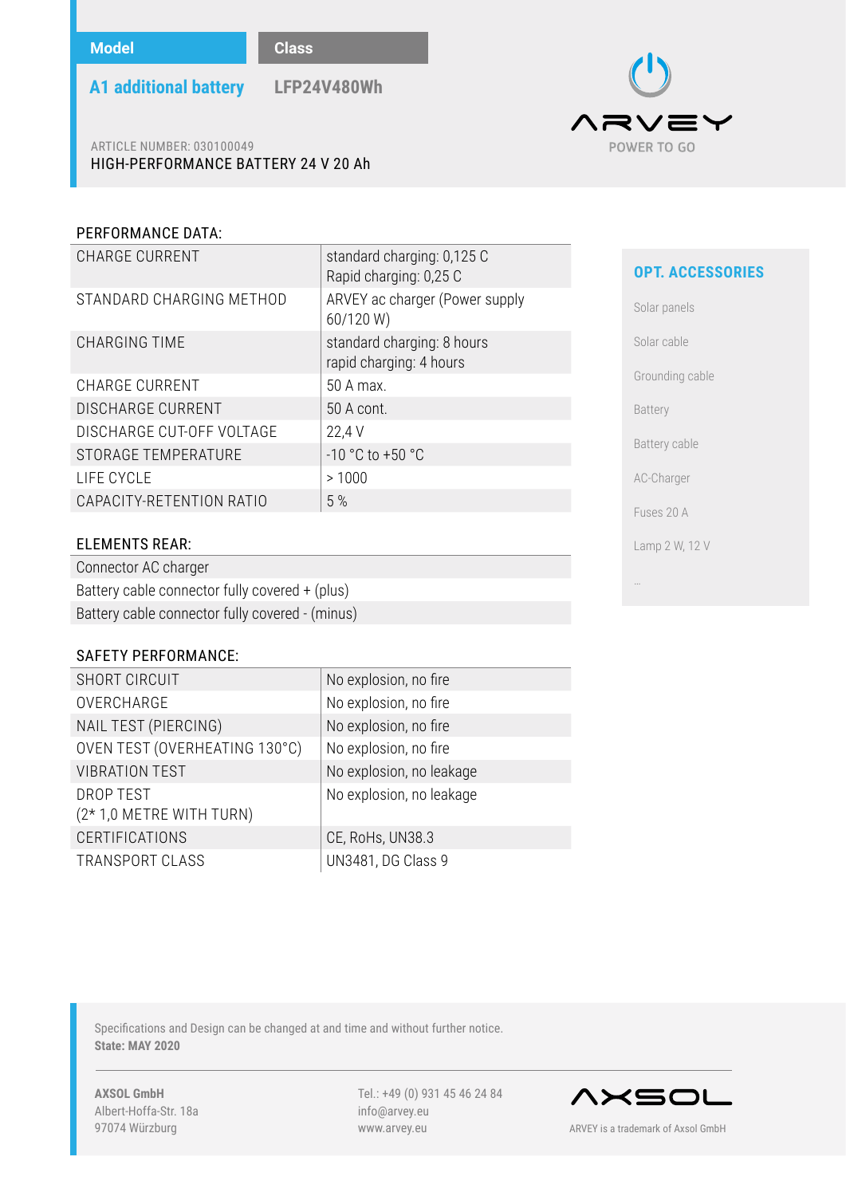| Model | Class |
|---|---|
| **A1 additional battery** | **LFP24V480Wh** |

ARTICLE NUMBER: 030100049

HIGH-PERFORMANCE BATTERY 24 V 20 Ah

ARVEY

POWER TO GO

## PERFORMANCE DATA:

| | |
|---|---|
| CHARGE CURRENT | standard charging: 0,125 C<br>Rapid charging: 0,25 C |
| STANDARD CHARGING METHOD | ARVEY ac charger (Power supply 60/120 W) |
| CHARGING TIME | standard charging: 8 hours<br>rapid charging: 4 hours |
| CHARGE CURRENT | 50 A max. |
| DISCHARGE CURRENT | 50 A cont. |
| DISCHARGE CUT-OFF VOLTAGE | 22,4 V |
| STORAGE TEMPERATURE | -10 °C to +50 °C |
| LIFE CYCLE | > 1000 |
| CAPACITY-RETENTION RATIO | 5 % |

## ELEMENTS REAR:

| |
|---|
| Connector AC charger |
| Battery cable connector fully covered + (plus) |
| Battery cable connector fully covered - (minus) |

## SAFETY PERFORMANCE:

| | |
|---|---|
| SHORT CIRCUIT | No explosion, no fire |
| OVERCHARGE | No explosion, no fire |
| NAIL TEST (PIERCING) | No explosion, no fire |
| OVEN TEST (OVERHEATING 130°C) | No explosion, no fire |
| VIBRATION TEST | No explosion, no leakage |
| DROP TEST<br>(2* 1,0 METRE WITH TURN) | No explosion, no leakage |
| CERTIFICATIONS | CE, RoHs, UN38.3 |
| TRANSPORT CLASS | UN3481, DG Class 9 |

## OPT. ACCESSORIES

- Solar panels
- Solar cable
- Grounding cable
- Battery
- Battery cable
- AC-Charger
- Fuses 20 A
- Lamp 2 W, 12 V
- ...

Specifications and Design can be changed at and time and without further notice.

**State: MAY 2020**

**AXSOL GmbH**
Albert-Hoffa-Str. 18a
97074 Würzburg

Tel.: +49 (0) 931 45 46 24 84
info@arvey.eu
www.arvey.eu

AXSOL

ARVEY is a trademark of Axsol GmbH